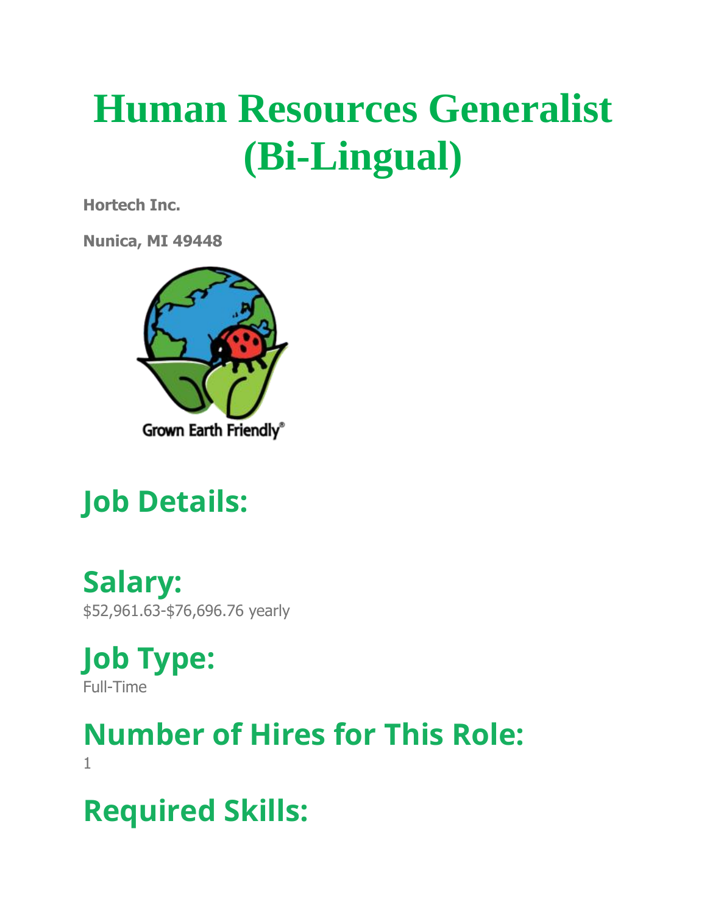# Human Resources Generalist (Bi-Lingual)

**Hortech Inc.**

**Nunica, MI 49448**

## Job Details:

## Salary:

$52,961.63-$76,696.76 yearly

## Job Type:

Full-Time

## Number of Hires for This Role:

1

## Required Skills: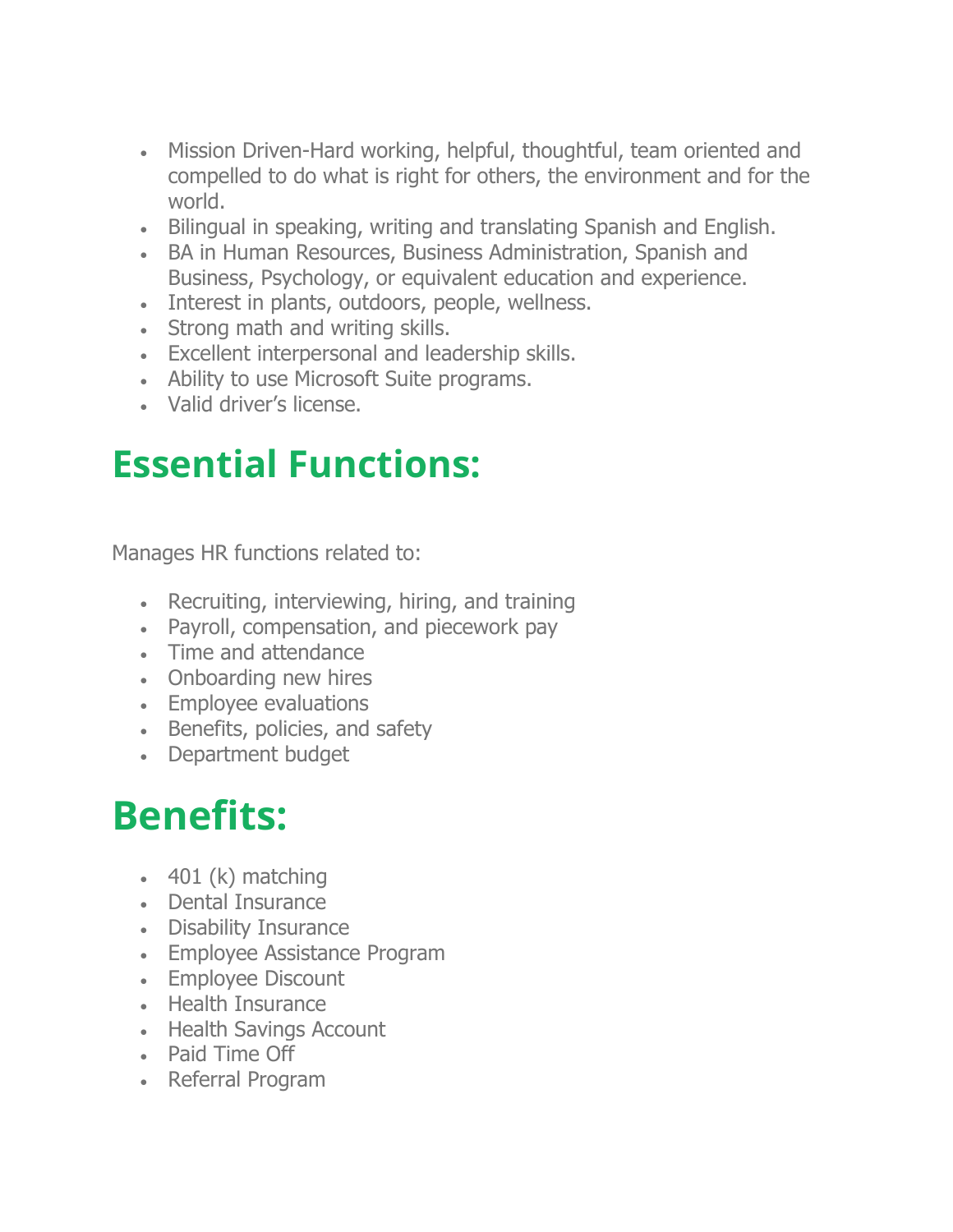- Mission Driven-Hard working, helpful, thoughtful, team oriented and compelled to do what is right for others, the environment and for the world.
- Bilingual in speaking, writing and translating Spanish and English.
- BA in Human Resources, Business Administration, Spanish and Business, Psychology, or equivalent education and experience.
- Interest in plants, outdoors, people, wellness.
- Strong math and writing skills.
- Excellent interpersonal and leadership skills.
- Ability to use Microsoft Suite programs.
- Valid driver's license.

# Essential Functions:

Manages HR functions related to:

- Recruiting, interviewing, hiring, and training
- Payroll, compensation, and piecework pay
- Time and attendance
- Onboarding new hires
- Employee evaluations
- Benefits, policies, and safety
- Department budget

# Benefits:

- 401 (k) matching
- Dental Insurance
- Disability Insurance
- Employee Assistance Program
- Employee Discount
- Health Insurance
- Health Savings Account
- Paid Time Off
- Referral Program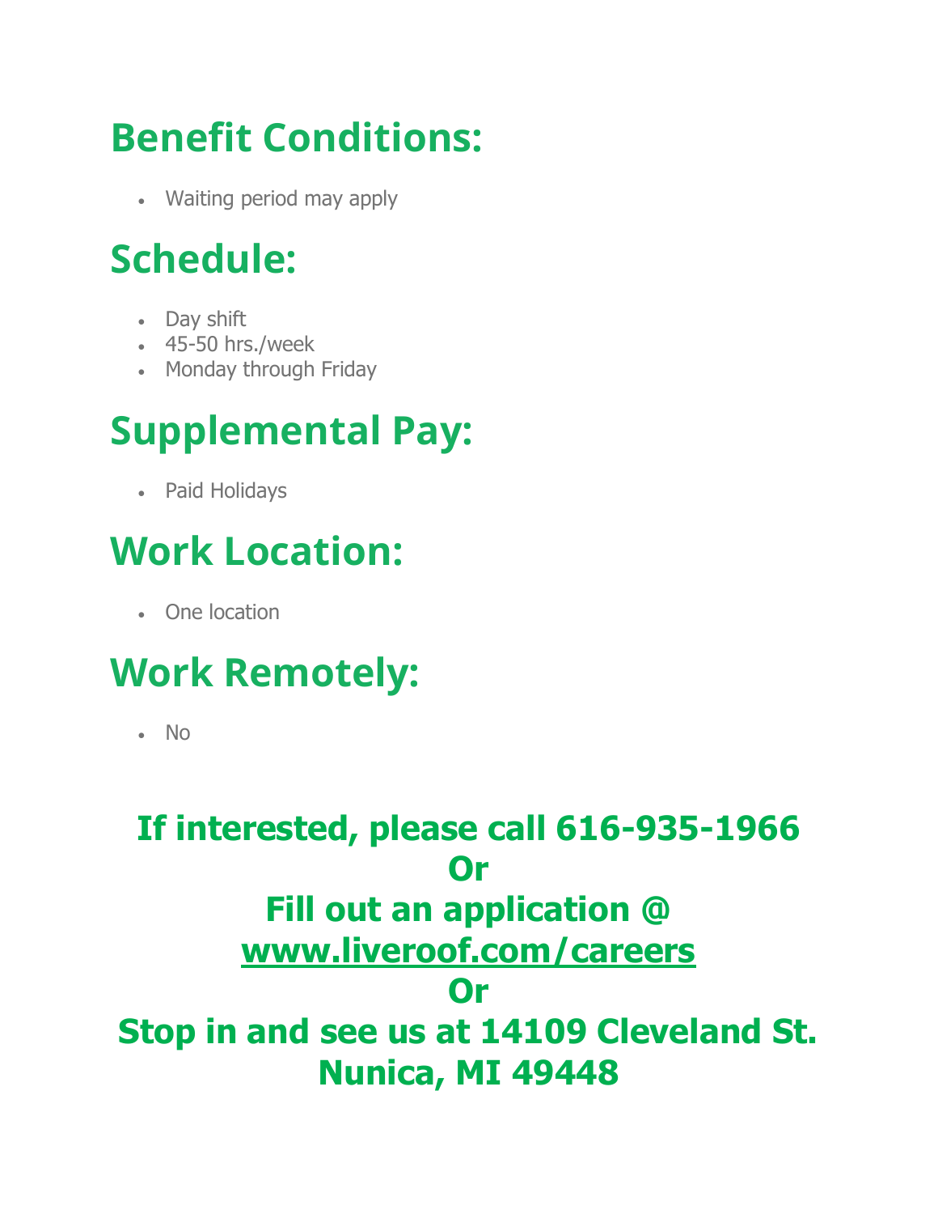## Benefit Conditions:

- Waiting period may apply

## Schedule:

- Day shift
- 45-50 hrs./week
- Monday through Friday

## Supplemental Pay:

- Paid Holidays

## Work Location:

- One location

## Work Remotely:

- No

**If interested, please call 616-935-1966**
**Or**
**Fill out an application @**
**www.liveroof.com/careers**
**Or**
**Stop in and see us at 14109 Cleveland St.**
**Nunica, MI 49448**